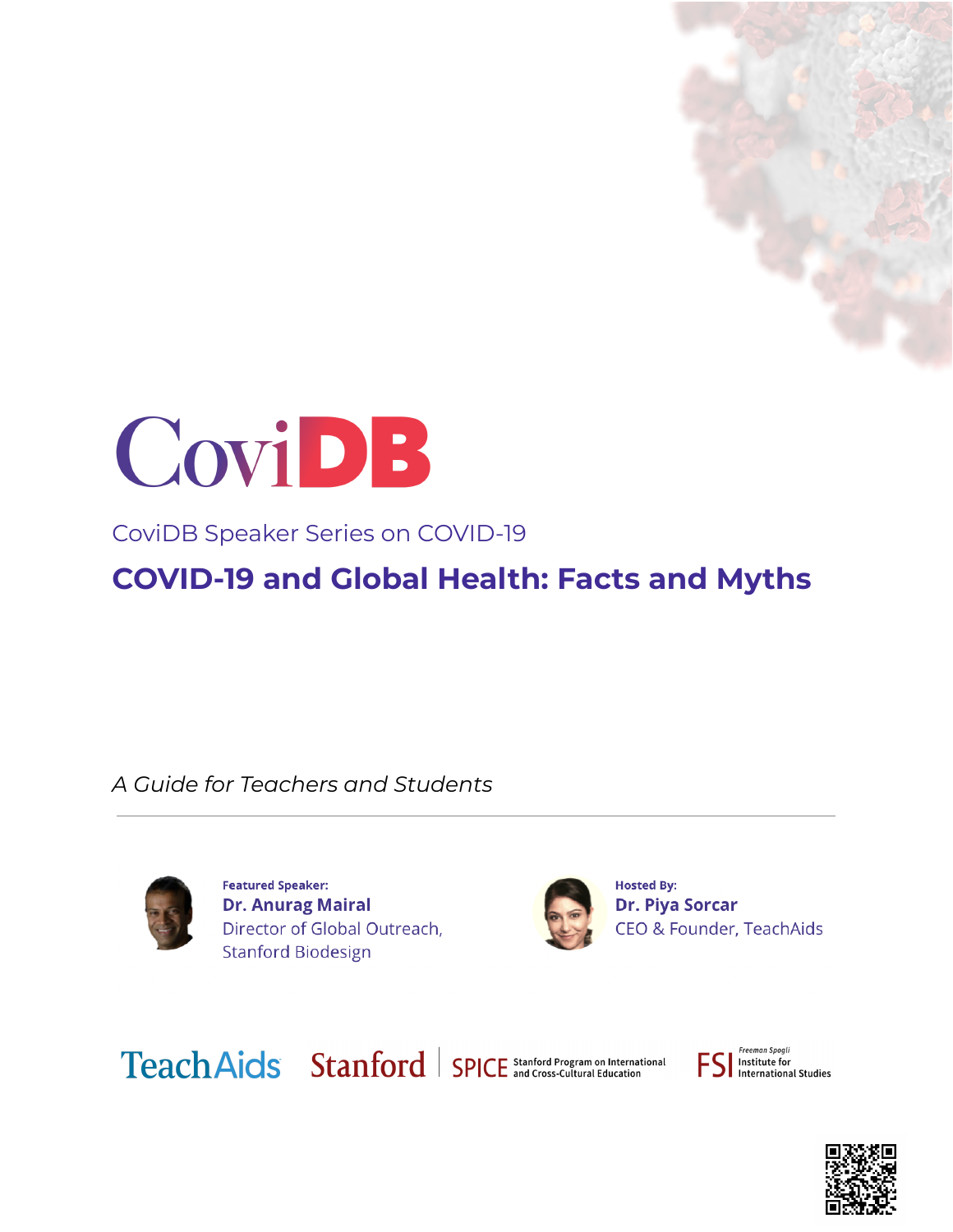# CoviDB

CoviDB Speaker Series on COVID-19

## COVID-19 and Global Health: Facts and Myths

*A Guide for Teachers and Students*

---

**Featured Speaker:**
**Dr. Anurag Mairal**
Director of Global Outreach, Stanford Biodesign

**Hosted By:**
**Dr. Piya Sorcar**
CEO & Founder, TeachAids

TeachAids | Stanford | SPICE Stanford Program on International and Cross-Cultural Education | FSI Freeman Spogli Institute for International Studies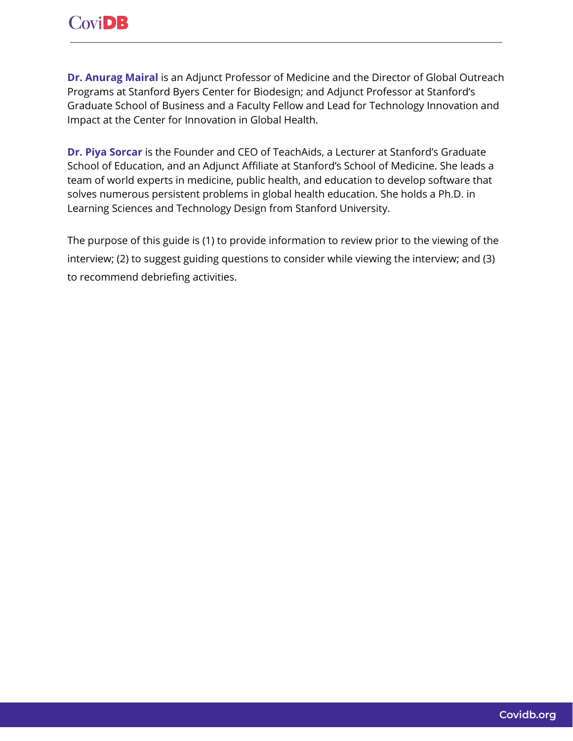**Dr. Anurag Mairal** is an Adjunct Professor of Medicine and the Director of Global Outreach Programs at Stanford Byers Center for Biodesign; and Adjunct Professor at Stanford's Graduate School of Business and a Faculty Fellow and Lead for Technology Innovation and Impact at the Center for Innovation in Global Health.

**Dr. Piya Sorcar** is the Founder and CEO of TeachAids, a Lecturer at Stanford's Graduate School of Education, and an Adjunct Affiliate at Stanford's School of Medicine. She leads a team of world experts in medicine, public health, and education to develop software that solves numerous persistent problems in global health education. She holds a Ph.D. in Learning Sciences and Technology Design from Stanford University.

The purpose of this guide is (1) to provide information to review prior to the viewing of the interview; (2) to suggest guiding questions to consider while viewing the interview; and (3) to recommend debriefing activities.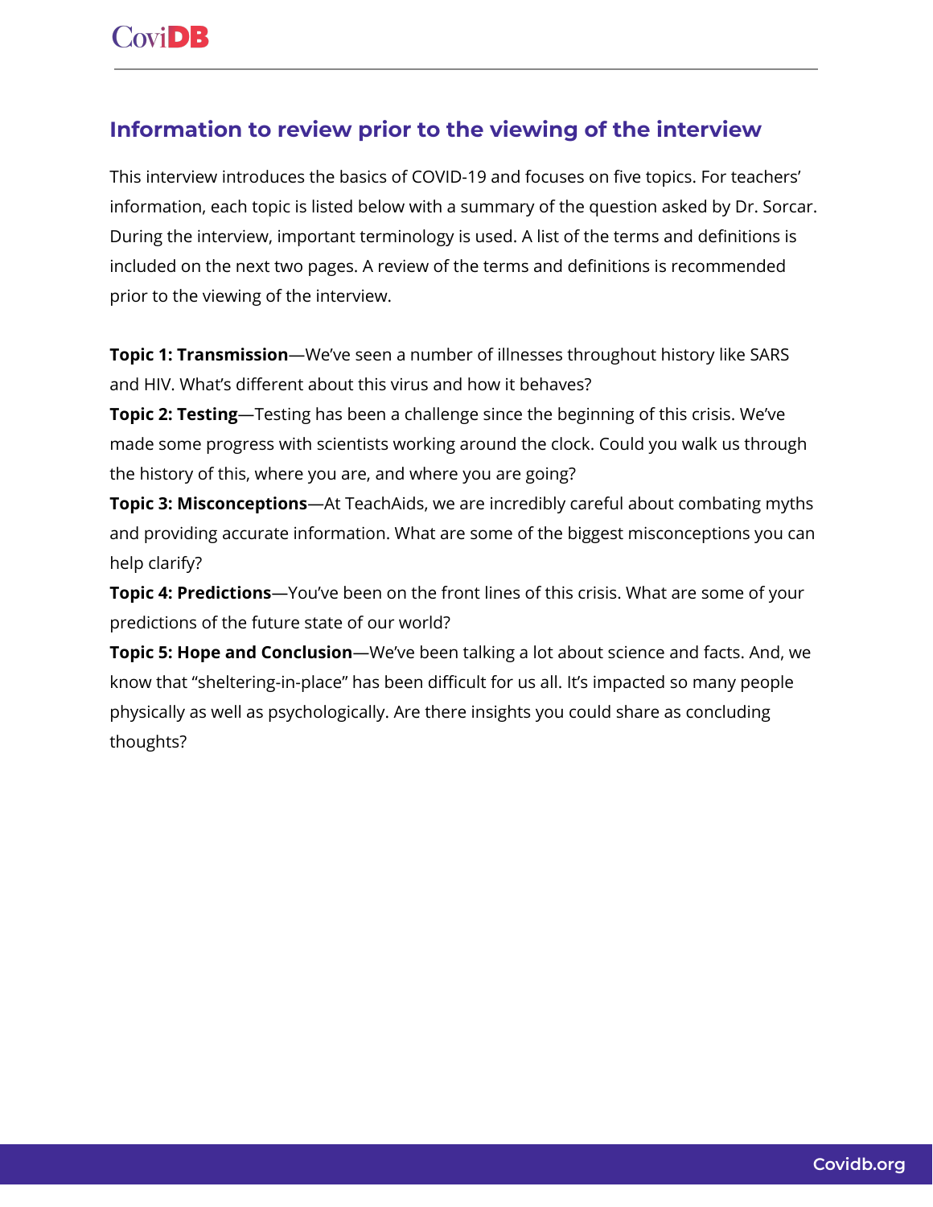## Information to review prior to the viewing of the interview

This interview introduces the basics of COVID-19 and focuses on five topics. For teachers' information, each topic is listed below with a summary of the question asked by Dr. Sorcar. During the interview, important terminology is used. A list of the terms and definitions is included on the next two pages. A review of the terms and definitions is recommended prior to the viewing of the interview.

**Topic 1: Transmission**—We've seen a number of illnesses throughout history like SARS and HIV. What's different about this virus and how it behaves?

**Topic 2: Testing**—Testing has been a challenge since the beginning of this crisis. We've made some progress with scientists working around the clock. Could you walk us through the history of this, where you are, and where you are going?

**Topic 3: Misconceptions**—At TeachAids, we are incredibly careful about combating myths and providing accurate information. What are some of the biggest misconceptions you can help clarify?

**Topic 4: Predictions**—You've been on the front lines of this crisis. What are some of your predictions of the future state of our world?

**Topic 5: Hope and Conclusion**—We've been talking a lot about science and facts. And, we know that "sheltering-in-place" has been difficult for us all. It's impacted so many people physically as well as psychologically. Are there insights you could share as concluding thoughts?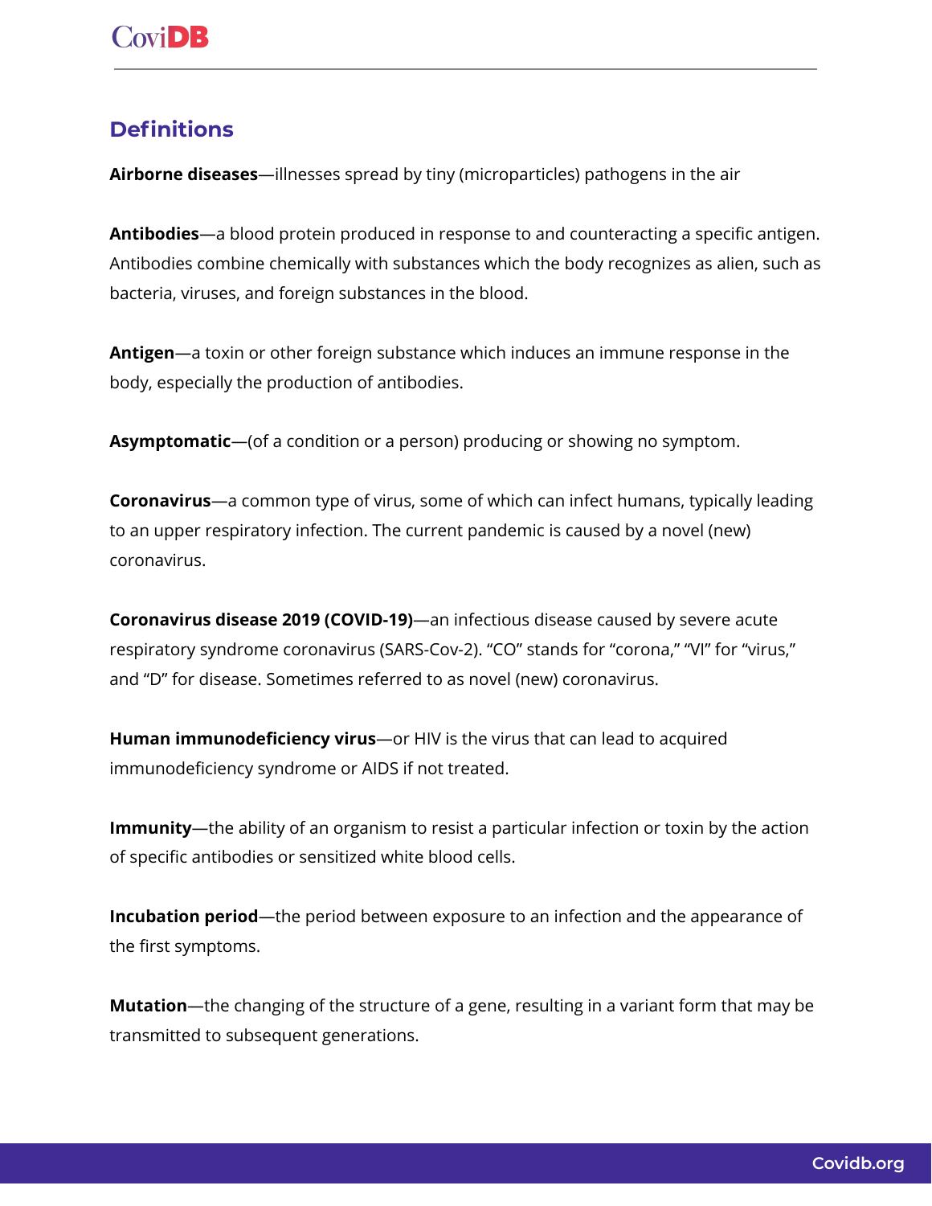## Definitions

**Airborne diseases**—illnesses spread by tiny (microparticles) pathogens in the air

**Antibodies**—a blood protein produced in response to and counteracting a specific antigen. Antibodies combine chemically with substances which the body recognizes as alien, such as bacteria, viruses, and foreign substances in the blood.

**Antigen**—a toxin or other foreign substance which induces an immune response in the body, especially the production of antibodies.

**Asymptomatic**—(of a condition or a person) producing or showing no symptom.

**Coronavirus**—a common type of virus, some of which can infect humans, typically leading to an upper respiratory infection. The current pandemic is caused by a novel (new) coronavirus.

**Coronavirus disease 2019 (COVID-19)**—an infectious disease caused by severe acute respiratory syndrome coronavirus (SARS-Cov-2). "CO" stands for "corona," "VI" for "virus," and "D" for disease. Sometimes referred to as novel (new) coronavirus.

**Human immunodeficiency virus**—or HIV is the virus that can lead to acquired immunodeficiency syndrome or AIDS if not treated.

**Immunity**—the ability of an organism to resist a particular infection or toxin by the action of specific antibodies or sensitized white blood cells.

**Incubation period**—the period between exposure to an infection and the appearance of the first symptoms.

**Mutation**—the changing of the structure of a gene, resulting in a variant form that may be transmitted to subsequent generations.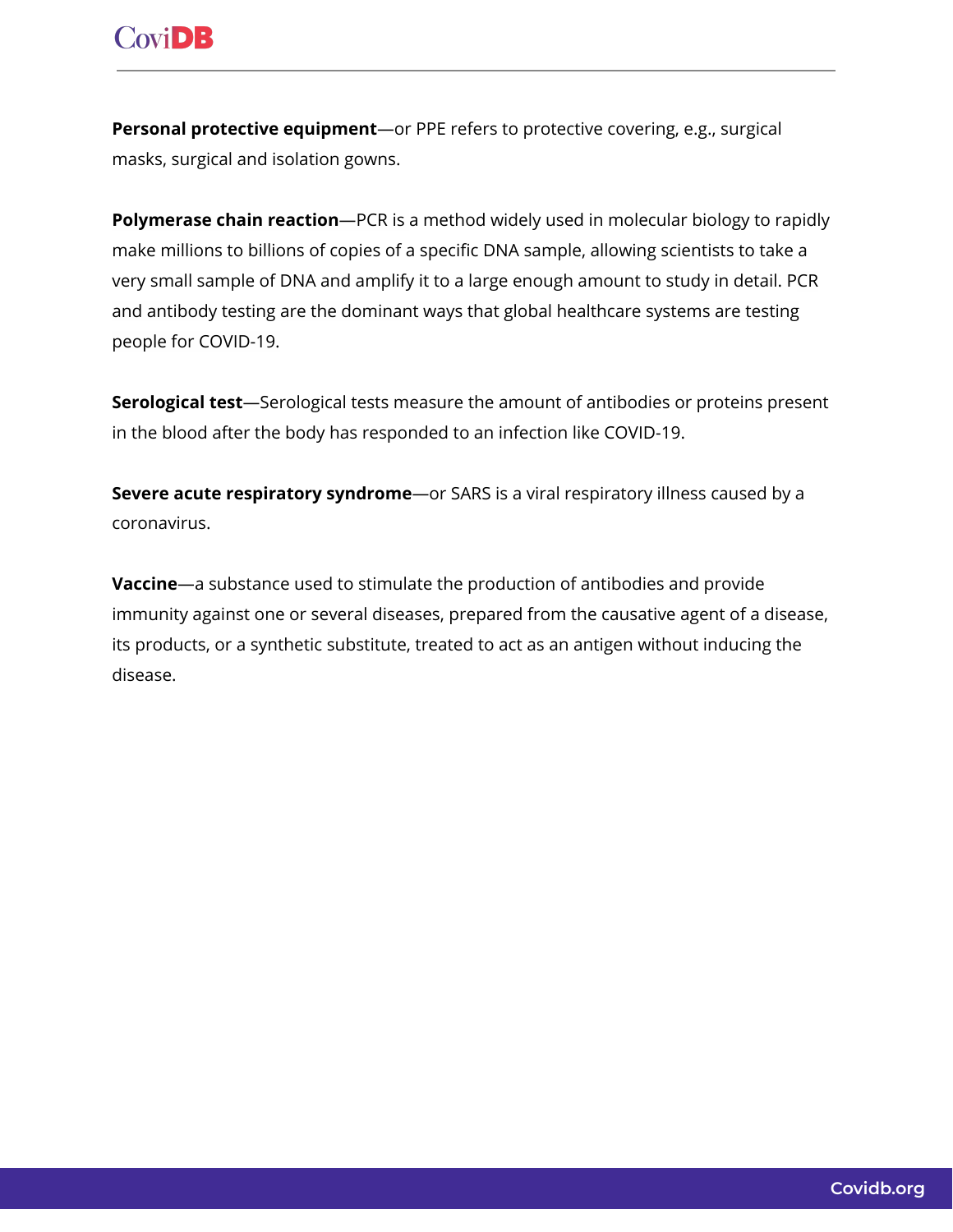**Personal protective equipment**—or PPE refers to protective covering, e.g., surgical masks, surgical and isolation gowns.

**Polymerase chain reaction**—PCR is a method widely used in molecular biology to rapidly make millions to billions of copies of a specific DNA sample, allowing scientists to take a very small sample of DNA and amplify it to a large enough amount to study in detail. PCR and antibody testing are the dominant ways that global healthcare systems are testing people for COVID-19.

**Serological test**—Serological tests measure the amount of antibodies or proteins present in the blood after the body has responded to an infection like COVID-19.

**Severe acute respiratory syndrome**—or SARS is a viral respiratory illness caused by a coronavirus.

**Vaccine**—a substance used to stimulate the production of antibodies and provide immunity against one or several diseases, prepared from the causative agent of a disease, its products, or a synthetic substitute, treated to act as an antigen without inducing the disease.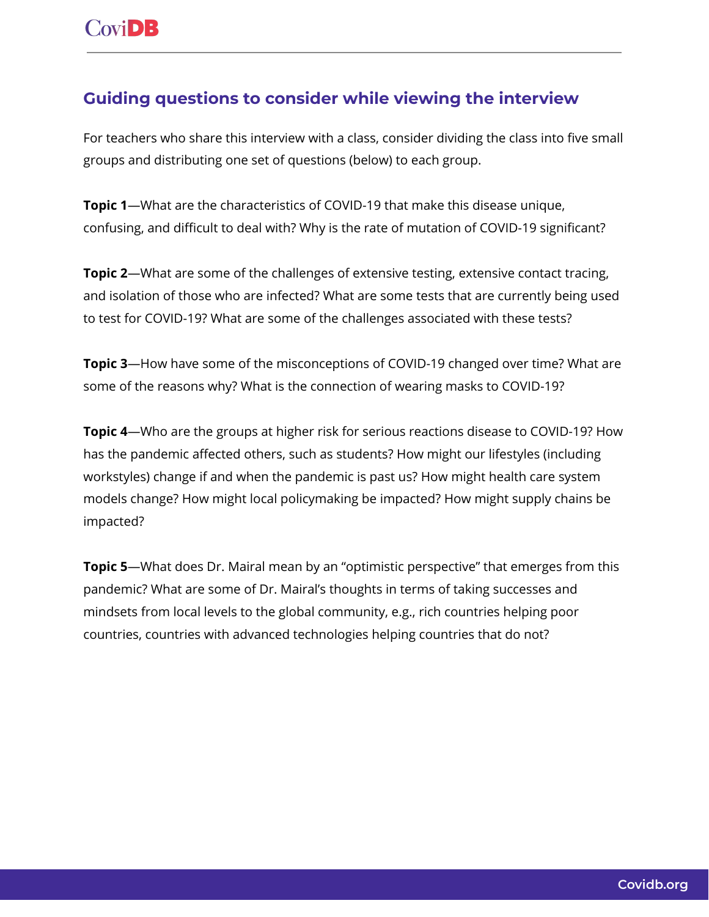## Guiding questions to consider while viewing the interview

For teachers who share this interview with a class, consider dividing the class into five small groups and distributing one set of questions (below) to each group.

**Topic 1**—What are the characteristics of COVID-19 that make this disease unique, confusing, and difficult to deal with? Why is the rate of mutation of COVID-19 significant?

**Topic 2**—What are some of the challenges of extensive testing, extensive contact tracing, and isolation of those who are infected? What are some tests that are currently being used to test for COVID-19? What are some of the challenges associated with these tests?

**Topic 3**—How have some of the misconceptions of COVID-19 changed over time? What are some of the reasons why? What is the connection of wearing masks to COVID-19?

**Topic 4**—Who are the groups at higher risk for serious reactions disease to COVID-19? How has the pandemic affected others, such as students? How might our lifestyles (including workstyles) change if and when the pandemic is past us? How might health care system models change? How might local policymaking be impacted? How might supply chains be impacted?

**Topic 5**—What does Dr. Mairal mean by an "optimistic perspective" that emerges from this pandemic? What are some of Dr. Mairal's thoughts in terms of taking successes and mindsets from local levels to the global community, e.g., rich countries helping poor countries, countries with advanced technologies helping countries that do not?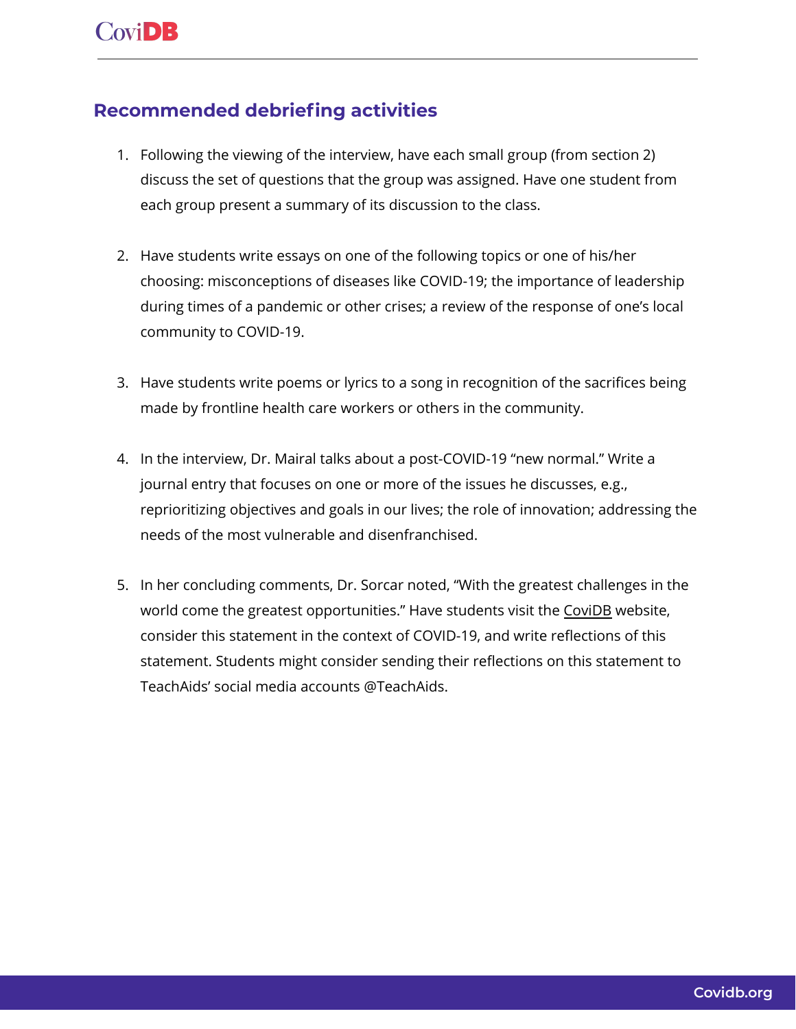## Recommended debriefing activities

1. Following the viewing of the interview, have each small group (from section 2) discuss the set of questions that the group was assigned. Have one student from each group present a summary of its discussion to the class.

2. Have students write essays on one of the following topics or one of his/her choosing: misconceptions of diseases like COVID-19; the importance of leadership during times of a pandemic or other crises; a review of the response of one's local community to COVID-19.

3. Have students write poems or lyrics to a song in recognition of the sacrifices being made by frontline health care workers or others in the community.

4. In the interview, Dr. Mairal talks about a post-COVID-19 "new normal." Write a journal entry that focuses on one or more of the issues he discusses, e.g., reprioritizing objectives and goals in our lives; the role of innovation; addressing the needs of the most vulnerable and disenfranchised.

5. In her concluding comments, Dr. Sorcar noted, "With the greatest challenges in the world come the greatest opportunities." Have students visit the CoviDB website, consider this statement in the context of COVID-19, and write reflections of this statement. Students might consider sending their reflections on this statement to TeachAids' social media accounts @TeachAids.